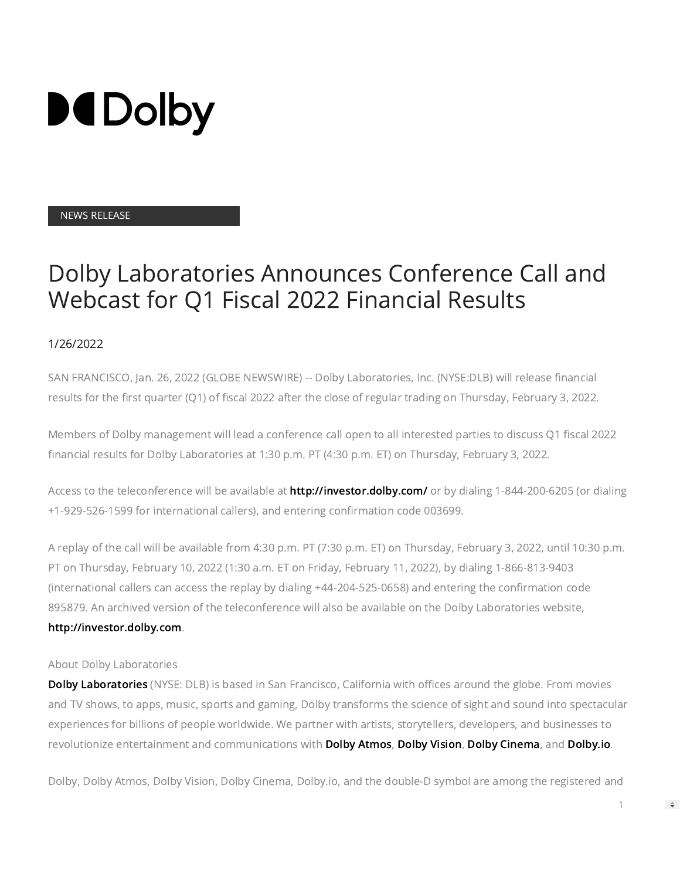NEWS RELEASE

# Dolby Laboratories Announces Conference Call and Webcast for Q1 Fiscal 2022 Financial Results

1/26/2022

SAN FRANCISCO, Jan. 26, 2022 (GLOBE NEWSWIRE) -- Dolby Laboratories, Inc. (NYSE:DLB) will release financial results for the first quarter (Q1) of fiscal 2022 after the close of regular trading on Thursday, February 3, 2022.

Members of Dolby management will lead a conference call open to all interested parties to discuss Q1 fiscal 2022 financial results for Dolby Laboratories at 1:30 p.m. PT (4:30 p.m. ET) on Thursday, February 3, 2022.

Access to the teleconference will be available at **http://investor.dolby.com/** or by dialing 1-844-200-6205 (or dialing +1-929-526-1599 for international callers), and entering confirmation code 003699.

A replay of the call will be available from 4:30 p.m. PT (7:30 p.m. ET) on Thursday, February 3, 2022, until 10:30 p.m. PT on Thursday, February 10, 2022 (1:30 a.m. ET on Friday, February 11, 2022), by dialing 1-866-813-9403 (international callers can access the replay by dialing +44-204-525-0658) and entering the confirmation code 895879. An archived version of the teleconference will also be available on the Dolby Laboratories website, **http://investor.dolby.com**.

About Dolby Laboratories

**Dolby Laboratories** (NYSE: DLB) is based in San Francisco, California with offices around the globe. From movies and TV shows, to apps, music, sports and gaming, Dolby transforms the science of sight and sound into spectacular experiences for billions of people worldwide. We partner with artists, storytellers, developers, and businesses to revolutionize entertainment and communications with **Dolby Atmos**, **Dolby Vision**, **Dolby Cinema**, and **Dolby.io**.

Dolby, Dolby Atmos, Dolby Vision, Dolby Cinema, Dolby.io, and the double-D symbol are among the registered and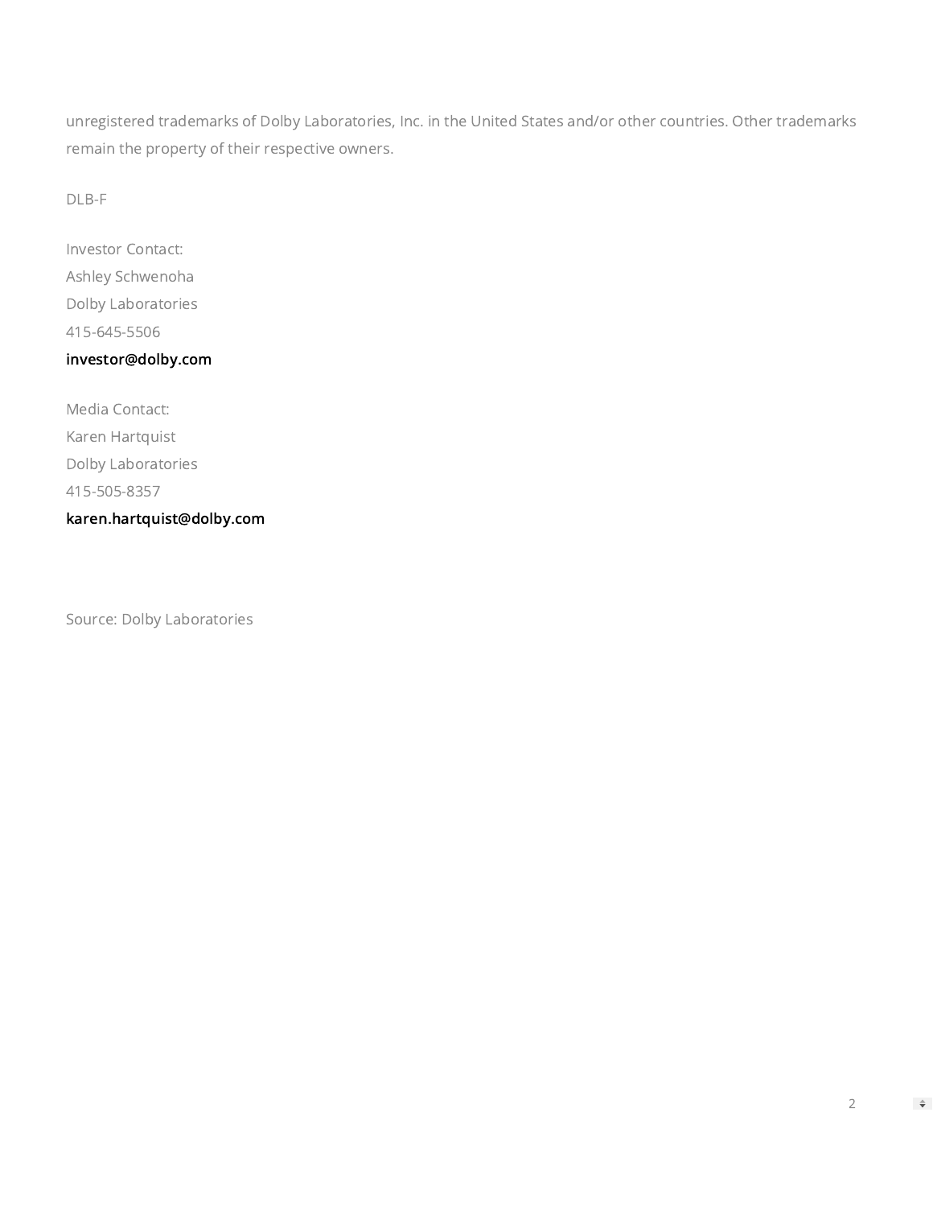unregistered trademarks of Dolby Laboratories, Inc. in the United States and/or other countries. Other trademarks remain the property of their respective owners.

DLB-F

Investor Contact:
Ashley Schwenoha
Dolby Laboratories
415-645-5506
investor@dolby.com

Media Contact:
Karen Hartquist
Dolby Laboratories
415-505-8357
karen.hartquist@dolby.com

Source: Dolby Laboratories